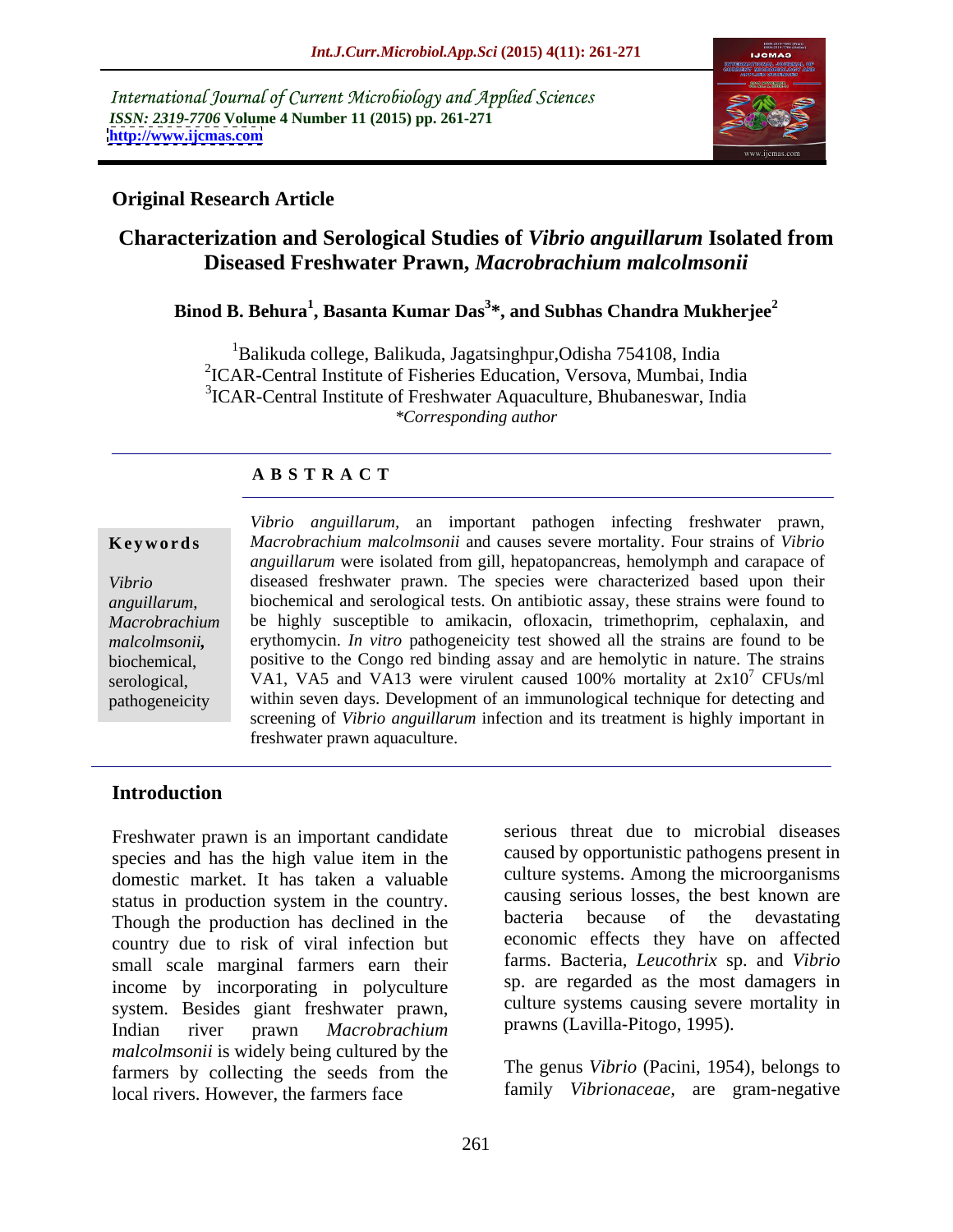International Journal of Current Microbiology and Applied Sciences
*ISSN: 2319-7706* **Volume 4 Number 11 (2015) pp. 261-271**
**http://www.ijcmas.com**

**Original Research Article**

# Characterization and Serological Studies of *Vibrio anguillarum* Isolated from Diseased Freshwater Prawn, *Macrobrachium malcolmsonii*

**Binod B. Behura[1], Basanta Kumar Das[3]\*, and Subhas Chandra Mukherjee[2]**

[1]Balikuda college, Balikuda, Jagatsinghpur,Odisha 754108, India
[2]ICAR-Central Institute of Fisheries Education, Versova, Mumbai, India
[3]ICAR-Central Institute of Freshwater Aquaculture, Bhubaneswar, India
*\*Corresponding author*

## ABSTRACT

**Keywords**

*Vibrio anguillarum*, *Macrobrachium malcolmsonii*, biochemical, serological, pathogeneicity

*Vibrio anguillarum,* an important pathogen infecting freshwater prawn, *Macrobrachium malcolmsonii* and causes severe mortality. Four strains of *Vibrio anguillarum* were isolated from gill, hepatopancreas, hemolymph and carapace of diseased freshwater prawn. The species were characterized based upon their biochemical and serological tests. On antibiotic assay, these strains were found to be highly susceptible to amikacin, ofloxacin, trimethoprim, cephalaxin, and erythomycin. *In vitro* pathogeneicity test showed all the strains are found to be positive to the Congo red binding assay and are hemolytic in nature. The strains VA1, VA5 and VA13 were virulent caused 100% mortality at $2x10^7$ CFUs/ml within seven days. Development of an immunological technique for detecting and screening of *Vibrio anguillarum* infection and its treatment is highly important in freshwater prawn aquaculture.

## Introduction

Freshwater prawn is an important candidate species and has the high value item in the domestic market. It has taken a valuable status in production system in the country. Though the production has declined in the country due to risk of viral infection but small scale marginal farmers earn their income by incorporating in polyculture system. Besides giant freshwater prawn, Indian river prawn *Macrobrachium malcolmsonii* is widely being cultured by the farmers by collecting the seeds from the local rivers. However, the farmers face serious threat due to microbial diseases caused by opportunistic pathogens present in culture systems. Among the microorganisms causing serious losses, the best known are bacteria because of the devastating economic effects they have on affected farms. Bacteria, *Leucothrix* sp. and *Vibrio* sp. are regarded as the most damagers in culture systems causing severe mortality in prawns (Lavilla-Pitogo, 1995).

The genus *Vibrio* (Pacini, 1954), belongs to family *Vibrionaceae,* are gram-negative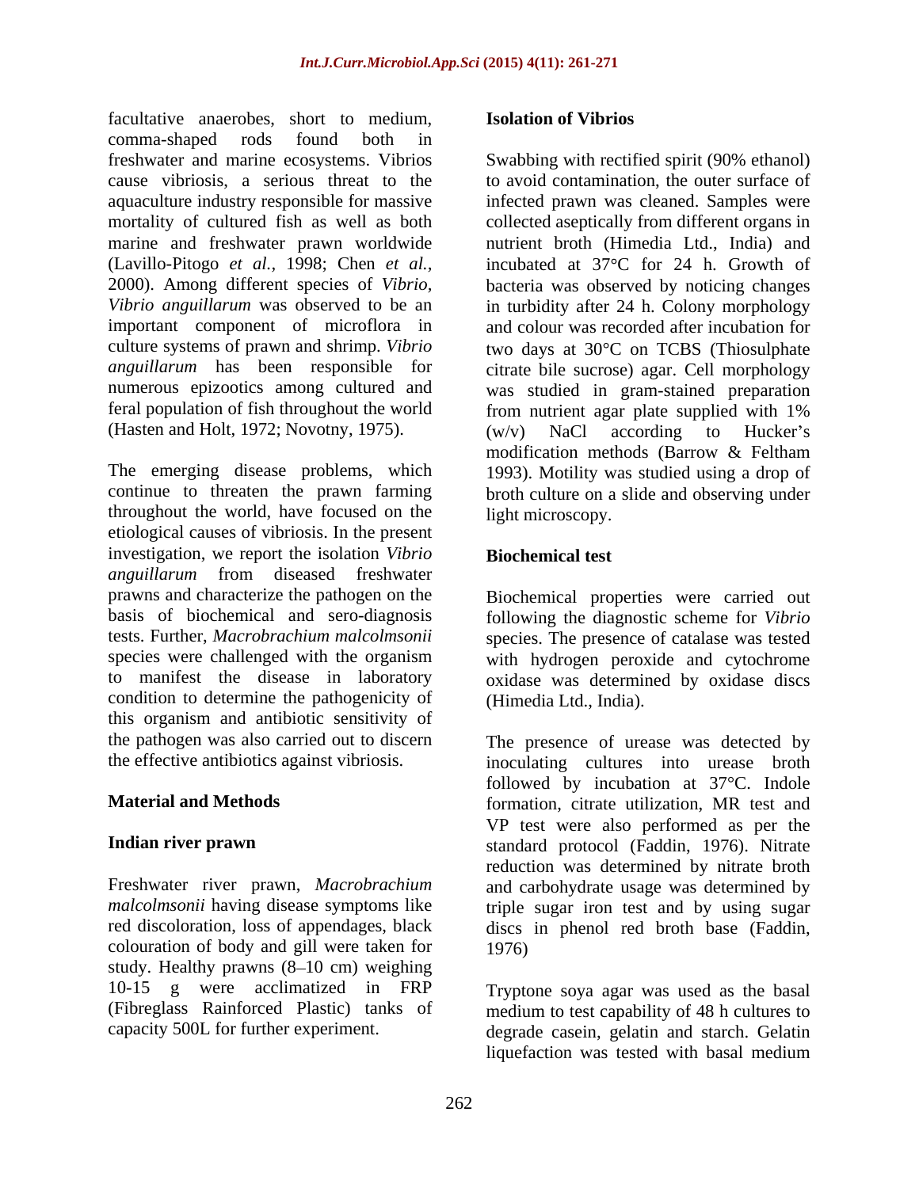facultative anaerobes, short to medium, comma-shaped rods found both in freshwater and marine ecosystems. Vibrios cause vibriosis, a serious threat to the aquaculture industry responsible for massive mortality of cultured fish as well as both marine and freshwater prawn worldwide (Lavillo-Pitogo *et al.,* 1998; Chen *et al.,* 2000). Among different species of *Vibrio, Vibrio anguillarum* was observed to be an important component of microflora in culture systems of prawn and shrimp. *Vibrio anguillarum* has been responsible for numerous epizootics among cultured and feral population of fish throughout the world (Hasten and Holt, 1972; Novotny, 1975).

The emerging disease problems, which continue to threaten the prawn farming throughout the world, have focused on the etiological causes of vibriosis. In the present investigation, we report the isolation *Vibrio anguillarum* from diseased freshwater prawns and characterize the pathogen on the basis of biochemical and sero-diagnosis tests. Further, *Macrobrachium malcolmsonii* species were challenged with the organism to manifest the disease in laboratory condition to determine the pathogenicity of this organism and antibiotic sensitivity of the pathogen was also carried out to discern the effective antibiotics against vibriosis.

## Material and Methods

### Indian river prawn

Freshwater river prawn, *Macrobrachium malcolmsonii* having disease symptoms like red discoloration, loss of appendages, black colouration of body and gill were taken for study. Healthy prawns (8–10 cm) weighing 10-15 g were acclimatized in FRP (Fibreglass Rainforced Plastic) tanks of capacity 500L for further experiment.

### Isolation of Vibrios

Swabbing with rectified spirit (90% ethanol) to avoid contamination, the outer surface of infected prawn was cleaned. Samples were collected aseptically from different organs in nutrient broth (Himedia Ltd., India) and incubated at 37°C for 24 h. Growth of bacteria was observed by noticing changes in turbidity after 24 h. Colony morphology and colour was recorded after incubation for two days at 30°C on TCBS (Thiosulphate citrate bile sucrose) agar. Cell morphology was studied in gram-stained preparation from nutrient agar plate supplied with 1% (w/v) NaCl according to Hucker's modification methods (Barrow & Feltham 1993). Motility was studied using a drop of broth culture on a slide and observing under light microscopy.

### Biochemical test

Biochemical properties were carried out following the diagnostic scheme for *Vibrio* species. The presence of catalase was tested with hydrogen peroxide and cytochrome oxidase was determined by oxidase discs (Himedia Ltd., India).

The presence of urease was detected by inoculating cultures into urease broth followed by incubation at 37°C. Indole formation, citrate utilization, MR test and VP test were also performed as per the standard protocol (Faddin, 1976). Nitrate reduction was determined by nitrate broth and carbohydrate usage was determined by triple sugar iron test and by using sugar discs in phenol red broth base (Faddin, 1976)

Tryptone soya agar was used as the basal medium to test capability of 48 h cultures to degrade casein, gelatin and starch. Gelatin liquefaction was tested with basal medium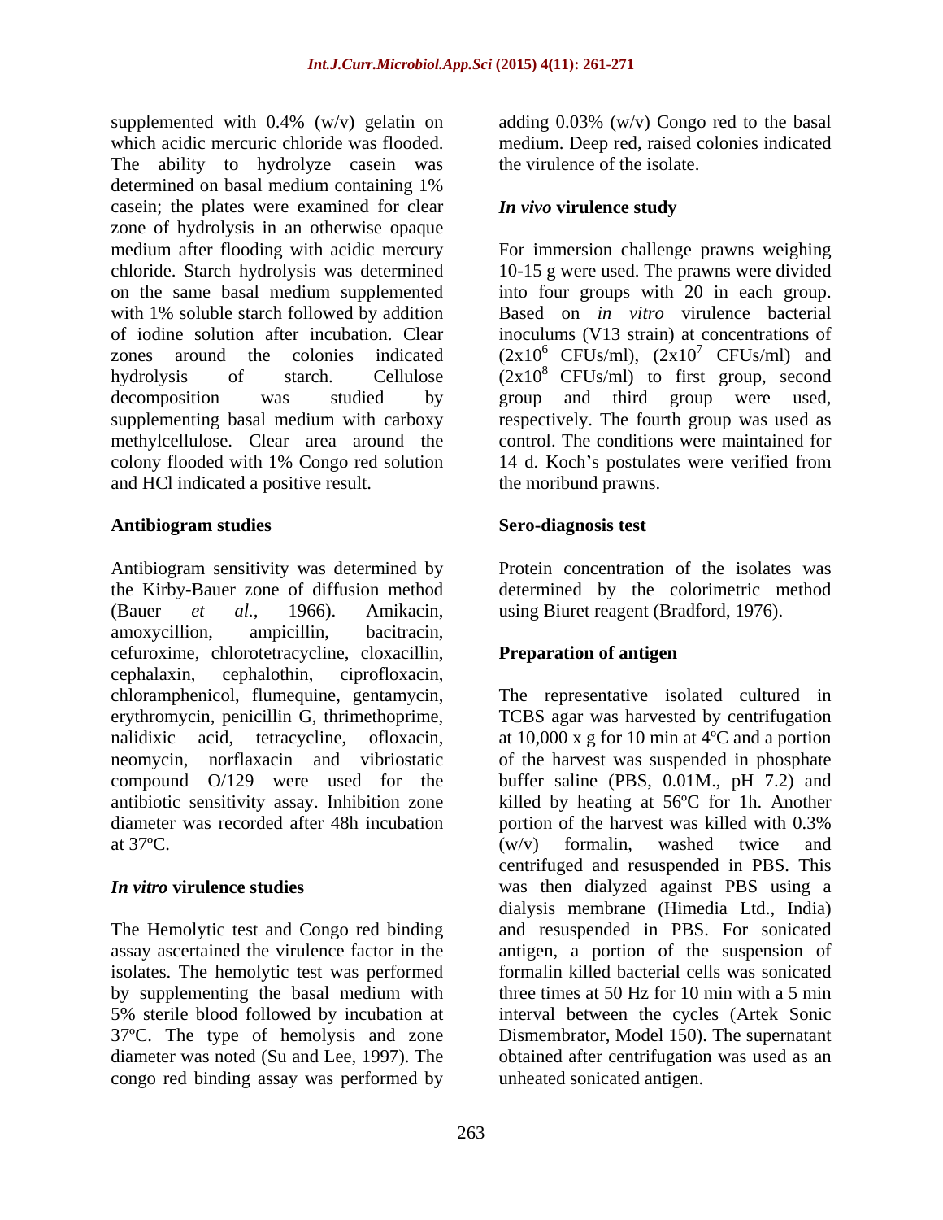supplemented with 0.4% (w/v) gelatin on which acidic mercuric chloride was flooded. The ability to hydrolyze casein was determined on basal medium containing 1% casein; the plates were examined for clear zone of hydrolysis in an otherwise opaque medium after flooding with acidic mercury chloride. Starch hydrolysis was determined on the same basal medium supplemented with 1% soluble starch followed by addition of iodine solution after incubation. Clear zones around the colonies indicated hydrolysis of starch. Cellulose decomposition was studied by supplementing basal medium with carboxy methylcellulose. Clear area around the colony flooded with 1% Congo red solution and HCl indicated a positive result.

## Antibiogram studies

Antibiogram sensitivity was determined by the Kirby-Bauer zone of diffusion method (Bauer *et al.*, 1966). Amikacin, amoxycillion, ampicillin, bacitracin, cefuroxime, chlorotetracycline, cloxacillin, cephalaxin, cephalothin, ciprofloxacin, chloramphenicol, flumequine, gentamycin, erythromycin, penicillin G, thrimethoprime, nalidixic acid, tetracycline, ofloxacin, neomycin, norflaxacin and vibriostatic compound O/129 were used for the antibiotic sensitivity assay. Inhibition zone diameter was recorded after 48h incubation at 37ºC.

## *In vitro* virulence studies

The Hemolytic test and Congo red binding assay ascertained the virulence factor in the isolates. The hemolytic test was performed by supplementing the basal medium with 5% sterile blood followed by incubation at 37ºC. The type of hemolysis and zone diameter was noted (Su and Lee, 1997). The congo red binding assay was performed by adding 0.03% (w/v) Congo red to the basal medium. Deep red, raised colonies indicated the virulence of the isolate.

## *In vivo* virulence study

For immersion challenge prawns weighing 10-15 g were used. The prawns were divided into four groups with 20 in each group. Based on *in vitro* virulence bacterial inoculums (V13 strain) at concentrations of ($2x10^6$ CFUs/ml), ($2x10^7$ CFUs/ml) and ($2x10^8$ CFUs/ml) to first group, second group and third group were used, respectively. The fourth group was used as control. The conditions were maintained for 14 d. Koch's postulates were verified from the moribund prawns.

## Sero-diagnosis test

Protein concentration of the isolates was determined by the colorimetric method using Biuret reagent (Bradford, 1976).

## Preparation of antigen

The representative isolated cultured in TCBS agar was harvested by centrifugation at 10,000 x g for 10 min at 4ºC and a portion of the harvest was suspended in phosphate buffer saline (PBS, 0.01M., pH 7.2) and killed by heating at 56ºC for 1h. Another portion of the harvest was killed with 0.3% (w/v) formalin, washed twice and centrifuged and resuspended in PBS. This was then dialyzed against PBS using a dialysis membrane (Himedia Ltd., India) and resuspended in PBS. For sonicated antigen, a portion of the suspension of formalin killed bacterial cells was sonicated three times at 50 Hz for 10 min with a 5 min interval between the cycles (Artek Sonic Dismembrator, Model 150). The supernatant obtained after centrifugation was used as an unheated sonicated antigen.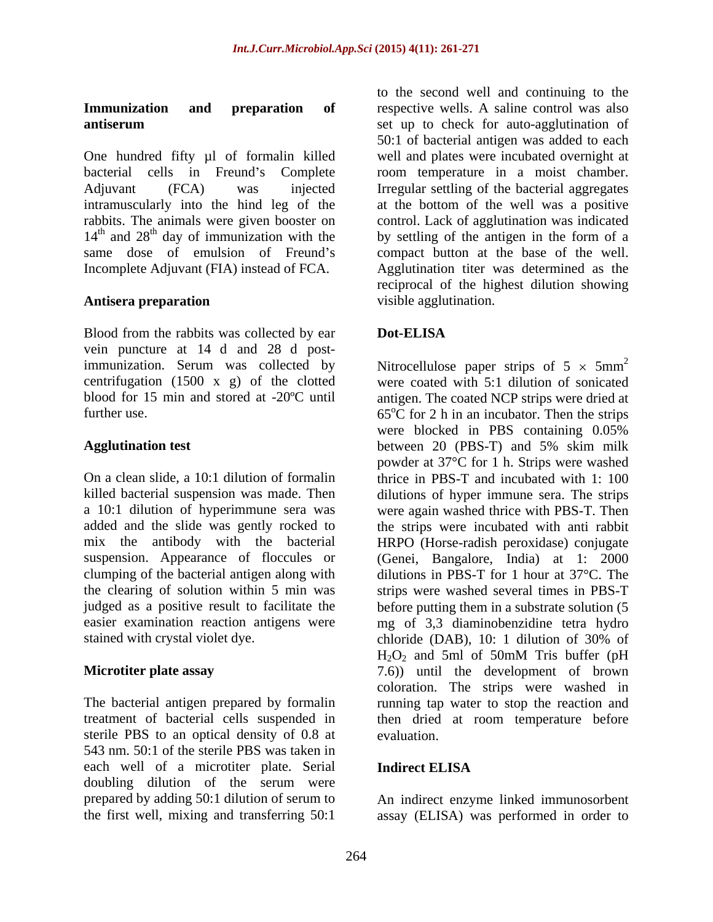### Immunization and preparation of antiserum

One hundred fifty µl of formalin killed bacterial cells in Freund's Complete Adjuvant (FCA) was injected intramuscularly into the hind leg of the rabbits. The animals were given booster on $14^{th}$ and $28^{th}$ day of immunization with the same dose of emulsion of Freund's Incomplete Adjuvant (FIA) instead of FCA.

### Antisera preparation

Blood from the rabbits was collected by ear vein puncture at 14 d and 28 d post-immunization. Serum was collected by centrifugation (1500 x g) of the clotted blood for 15 min and stored at -20ºC until further use.

### Agglutination test

On a clean slide, a 10:1 dilution of formalin killed bacterial suspension was made. Then a 10:1 dilution of hyperimmune sera was added and the slide was gently rocked to mix the antibody with the bacterial suspension. Appearance of floccules or clumping of the bacterial antigen along with the clearing of solution within 5 min was judged as a positive result to facilitate the easier examination reaction antigens were stained with crystal violet dye.

### Microtiter plate assay

The bacterial antigen prepared by formalin treatment of bacterial cells suspended in sterile PBS to an optical density of 0.8 at 543 nm. 50:1 of the sterile PBS was taken in each well of a microtiter plate. Serial doubling dilution of the serum were prepared by adding 50:1 dilution of serum to the first well, mixing and transferring 50:1 to the second well and continuing to the respective wells. A saline control was also set up to check for auto-agglutination of 50:1 of bacterial antigen was added to each well and plates were incubated overnight at room temperature in a moist chamber. Irregular settling of the bacterial aggregates at the bottom of the well was a positive control. Lack of agglutination was indicated by settling of the antigen in the form of a compact button at the base of the well. Agglutination titer was determined as the reciprocal of the highest dilution showing visible agglutination.

### Dot-ELISA

Nitrocellulose paper strips of $5 \times 5mm^2$ were coated with 5:1 dilution of sonicated antigen. The coated NCP strips were dried at $65^oC$ for 2 h in an incubator. Then the strips were blocked in PBS containing 0.05% between 20 (PBS-T) and 5% skim milk powder at 37°C for 1 h. Strips were washed thrice in PBS-T and incubated with 1: 100 dilutions of hyper immune sera. The strips were again washed thrice with PBS-T. Then the strips were incubated with anti rabbit HRPO (Horse-radish peroxidase) conjugate (Genei, Bangalore, India) at 1: 2000 dilutions in PBS-T for 1 hour at 37°C. The strips were washed several times in PBS-T before putting them in a substrate solution (5 mg of 3,3 diaminobenzidine tetra hydro chloride (DAB), 10: 1 dilution of 30% of $H_2O_2$ and 5ml of 50mM Tris buffer (pH 7.6)) until the development of brown coloration. The strips were washed in running tap water to stop the reaction and then dried at room temperature before evaluation.

### Indirect ELISA

An indirect enzyme linked immunosorbent assay (ELISA) was performed in order to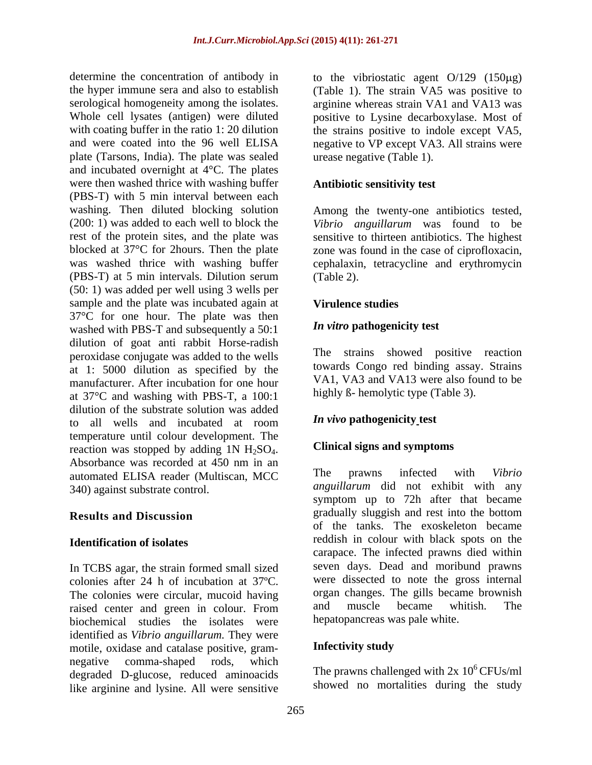determine the concentration of antibody in the hyper immune sera and also to establish serological homogeneity among the isolates. Whole cell lysates (antigen) were diluted with coating buffer in the ratio 1: 20 dilution and were coated into the 96 well ELISA plate (Tarsons, India). The plate was sealed and incubated overnight at 4°C. The plates were then washed thrice with washing buffer (PBS-T) with 5 min interval between each washing. Then diluted blocking solution (200: 1) was added to each well to block the rest of the protein sites, and the plate was blocked at 37°C for 2hours. Then the plate was washed thrice with washing buffer (PBS-T) at 5 min intervals. Dilution serum (50: 1) was added per well using 3 wells per sample and the plate was incubated again at 37°C for one hour. The plate was then washed with PBS-T and subsequently a 50:1 dilution of goat anti rabbit Horse-radish peroxidase conjugate was added to the wells at 1: 5000 dilution as specified by the manufacturer. After incubation for one hour at 37°C and washing with PBS-T, a 100:1 dilution of the substrate solution was added to all wells and incubated at room temperature until colour development. The reaction was stopped by adding 1N $H_2SO_4$. Absorbance was recorded at 450 nm in an automated ELISA reader (Multiscan, MCC 340) against substrate control.

## Results and Discussion

### Identification of isolates

In TCBS agar, the strain formed small sized colonies after 24 h of incubation at 37ºC. The colonies were circular, mucoid having raised center and green in colour. From biochemical studies the isolates were identified as *Vibrio anguillarum.* They were motile, oxidase and catalase positive, gram-negative comma-shaped rods, which degraded D-glucose, reduced aminoacids like arginine and lysine. All were sensitive to the vibriostatic agent O/129 (150μg) (Table 1). The strain VA5 was positive to arginine whereas strain VA1 and VA13 was positive to Lysine decarboxylase. Most of the strains positive to indole except VA5, negative to VP except VA3. All strains were urease negative (Table 1).

### Antibiotic sensitivity test

Among the twenty-one antibiotics tested, *Vibrio anguillarum* was found to be sensitive to thirteen antibiotics. The highest zone was found in the case of ciprofloxacin, cephalaxin, tetracycline and erythromycin (Table 2).

### Virulence studies

#### *In vitro* pathogenicity test

The strains showed positive reaction towards Congo red binding assay. Strains VA1, VA3 and VA13 were also found to be highly ß- hemolytic type (Table 3).

#### *In vivo* pathogenicity test

#### Clinical signs and symptoms

The prawns infected with *Vibrio anguillarum* did not exhibit with any symptom up to 72h after that became gradually sluggish and rest into the bottom of the tanks. The exoskeleton became reddish in colour with black spots on the carapace. The infected prawns died within seven days. Dead and moribund prawns were dissected to note the gross internal organ changes. The gills became brownish and muscle became whitish. The hepatopancreas was pale white.

#### Infectivity study

The prawns challenged with $2x\ 10^6$ CFUs/ml showed no mortalities during the study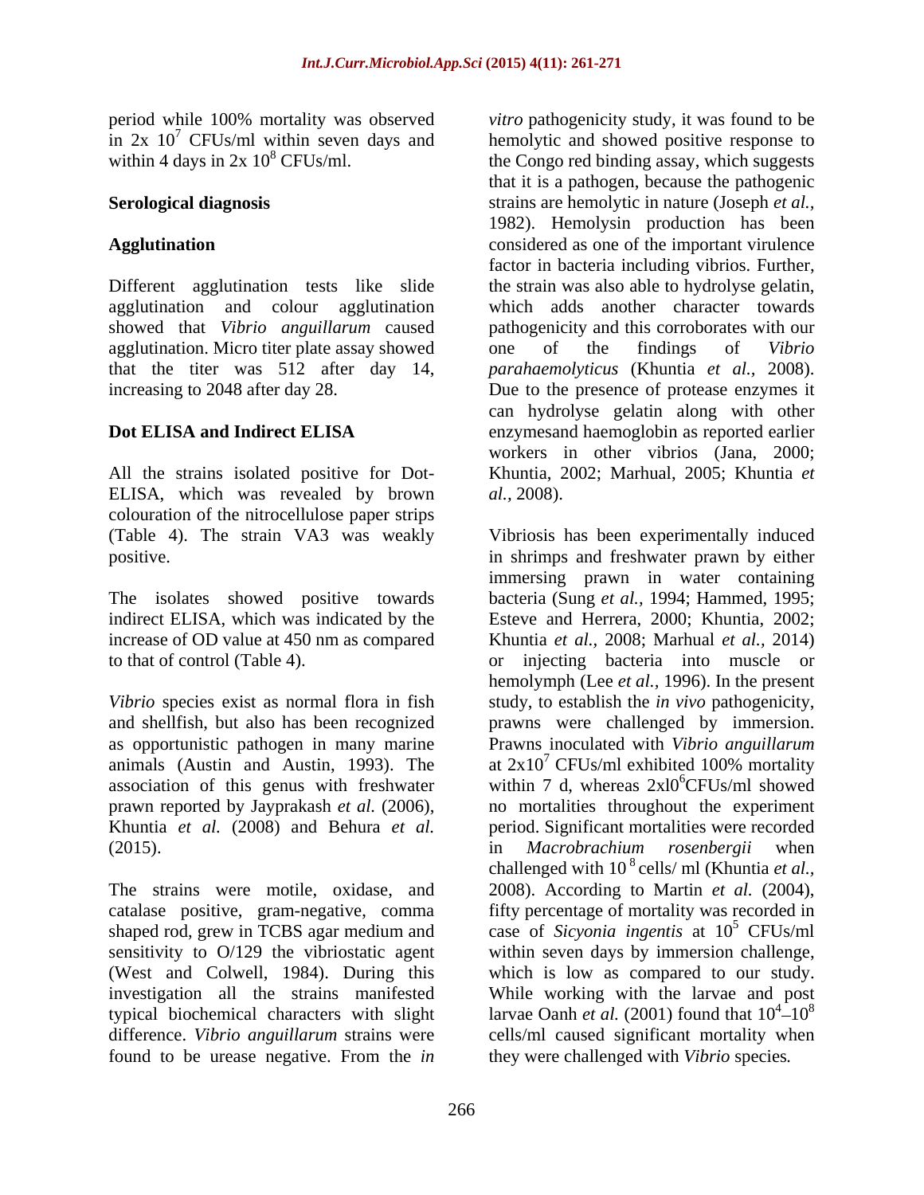period while 100% mortality was observed in 2x $10^7$ CFUs/ml within seven days and within 4 days in 2x $10^8$ CFUs/ml.

**Serological diagnosis**

**Agglutination**

Different agglutination tests like slide agglutination and colour agglutination showed that *Vibrio anguillarum* caused agglutination. Micro titer plate assay showed that the titer was 512 after day 14, increasing to 2048 after day 28.

**Dot ELISA and Indirect ELISA**

All the strains isolated positive for Dot-ELISA, which was revealed by brown colouration of the nitrocellulose paper strips (Table 4). The strain VA3 was weakly positive.

The isolates showed positive towards indirect ELISA, which was indicated by the increase of OD value at 450 nm as compared to that of control (Table 4).

*Vibrio* species exist as normal flora in fish and shellfish, but also has been recognized as opportunistic pathogen in many marine animals (Austin and Austin, 1993). The association of this genus with freshwater prawn reported by Jayprakash *et al.* (2006), Khuntia *et al.* (2008) and Behura *et al.* (2015).

The strains were motile, oxidase, and catalase positive, gram-negative, comma shaped rod, grew in TCBS agar medium and sensitivity to O/129 the vibriostatic agent (West and Colwell, 1984). During this investigation all the strains manifested typical biochemical characters with slight difference. *Vibrio anguillarum* strains were found to be urease negative. From the *in vitro* pathogenicity study, it was found to be hemolytic and showed positive response to the Congo red binding assay, which suggests that it is a pathogen, because the pathogenic strains are hemolytic in nature (Joseph *et al.*, 1982). Hemolysin production has been considered as one of the important virulence factor in bacteria including vibrios. Further, the strain was also able to hydrolyse gelatin, which adds another character towards pathogenicity and this corroborates with our one of the findings of *Vibrio parahaemolyticus* (Khuntia *et al.*, 2008). Due to the presence of protease enzymes it can hydrolyse gelatin along with other enzymesand haemoglobin as reported earlier workers in other vibrios (Jana, 2000; Khuntia, 2002; Marhual, 2005; Khuntia *et al.*, 2008).

Vibriosis has been experimentally induced in shrimps and freshwater prawn by either immersing prawn in water containing bacteria (Sung *et al.*, 1994; Hammed, 1995; Esteve and Herrera, 2000; Khuntia, 2002; Khuntia *et al.*, 2008; Marhual *et al.*, 2014) or injecting bacteria into muscle or hemolymph (Lee *et al.*, 1996). In the present study, to establish the *in vivo* pathogenicity, prawns were challenged by immersion. Prawns inoculated with *Vibrio anguillarum* at 2x$10^7$ CFUs/ml exhibited 100% mortality within 7 d, whereas 2xl$0^6$CFUs/ml showed no mortalities throughout the experiment period. Significant mortalities were recorded in *Macrobrachium rosenbergii* when challenged with $10^8$ cells/ ml (Khuntia *et al.*, 2008). According to Martin *et al.* (2004), fifty percentage of mortality was recorded in case of *Sicyonia ingentis* at $10^5$ CFUs/ml within seven days by immersion challenge, which is low as compared to our study. While working with the larvae and post larvae Oanh *et al.* (2001) found that $10^4$–$10^8$ cells/ml caused significant mortality when they were challenged with *Vibrio* species.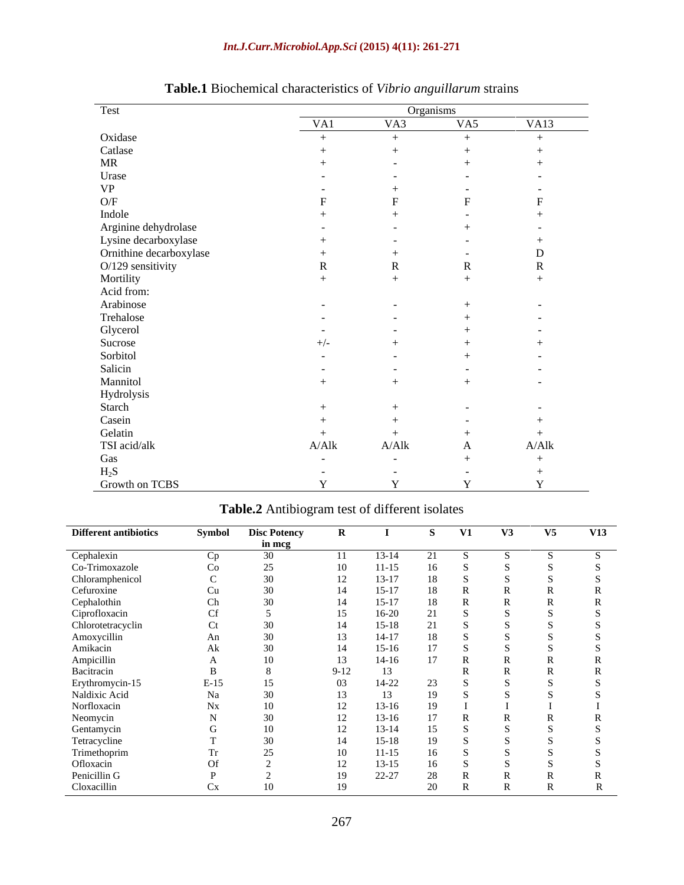**Table.1** Biochemical characteristics of *Vibrio anguillarum* strains

| Test | Organisms | | | |
|---|---|---|---|---|
| | VA1 | VA3 | VA5 | VA13 |
| Oxidase | + | + | + | + |
| Catlase | + | + | + | + |
| MR | + | - | + | + |
| Urase | - | - | - | - |
| VP | - | + | - | - |
| O/F | F | F | F | F |
| Indole | + | + | - | + |
| Arginine dehydrolase | - | - | + | - |
| Lysine decarboxylase | + | - | - | + |
| Ornithine decarboxylase | + | + | - | D |
| O/129 sensitivity | R | R | R | R |
| Mortility | + | + | + | + |
| Acid from: | | | | |
| Arabinose | - | - | + | - |
| Trehalose | - | - | + | - |
| Glycerol | - | - | + | - |
| Sucrose | +/- | + | + | + |
| Sorbitol | - | - | + | - |
| Salicin | - | - | - | - |
| Mannitol | + | + | + | - |
| Hydrolysis | | | | |
| Starch | + | + | - | - |
| Casein | + | + | - | + |
| Gelatin | + | + | + | + |
| TSI acid/alk | A/Alk | A/Alk | A | A/Alk |
| Gas | - | - | + | + |
| $H_2S$ | - | - | - | + |
| Growth on TCBS | Y | Y | Y | Y |

**Table.2** Antibiogram test of different isolates

| Different antibiotics | Symbol | Disc Potency in mcg | R | I | S | V1 | V3 | V5 | V13 |
|---|---|---|---|---|---|---|---|---|---|
| Cephalexin | Cp | 30 | 11 | 13-14 | 21 | S | S | S | S |
| Co-Trimoxazole | Co | 25 | 10 | 11-15 | 16 | S | S | S | S |
| Chloramphenicol | C | 30 | 12 | 13-17 | 18 | S | S | S | S |
| Cefuroxine | Cu | 30 | 14 | 15-17 | 18 | R | R | R | R |
| Cephalothin | Ch | 30 | 14 | 15-17 | 18 | R | R | R | R |
| Ciprofloxacin | Cf | 5 | 15 | 16-20 | 21 | S | S | S | S |
| Chlorotetracyclin | Ct | 30 | 14 | 15-18 | 21 | S | S | S | S |
| Amoxycillin | An | 30 | 13 | 14-17 | 18 | S | S | S | S |
| Amikacin | Ak | 30 | 14 | 15-16 | 17 | S | S | S | S |
| Ampicillin | A | 10 | 13 | 14-16 | 17 | R | R | R | R |
| Bacitracin | B | 8 | 9-12 | 13 | | R | R | R | R |
| Erythromycin-15 | E-15 | 15 | 03 | 14-22 | 23 | S | S | S | S |
| Naldixic Acid | Na | 30 | 13 | 13 | 19 | S | S | S | S |
| Norfloxacin | Nx | 10 | 12 | 13-16 | 19 | I | I | I | I |
| Neomycin | N | 30 | 12 | 13-16 | 17 | R | R | R | R |
| Gentamycin | G | 10 | 12 | 13-14 | 15 | S | S | S | S |
| Tetracycline | T | 30 | 14 | 15-18 | 19 | S | S | S | S |
| Trimethoprim | Tr | 25 | 10 | 11-15 | 16 | S | S | S | S |
| Ofloxacin | Of | 2 | 12 | 13-15 | 16 | S | S | S | S |
| Penicillin G | P | 2 | 19 | 22-27 | 28 | R | R | R | R |
| Cloxacillin | Cx | 10 | 19 | | 20 | R | R | R | R |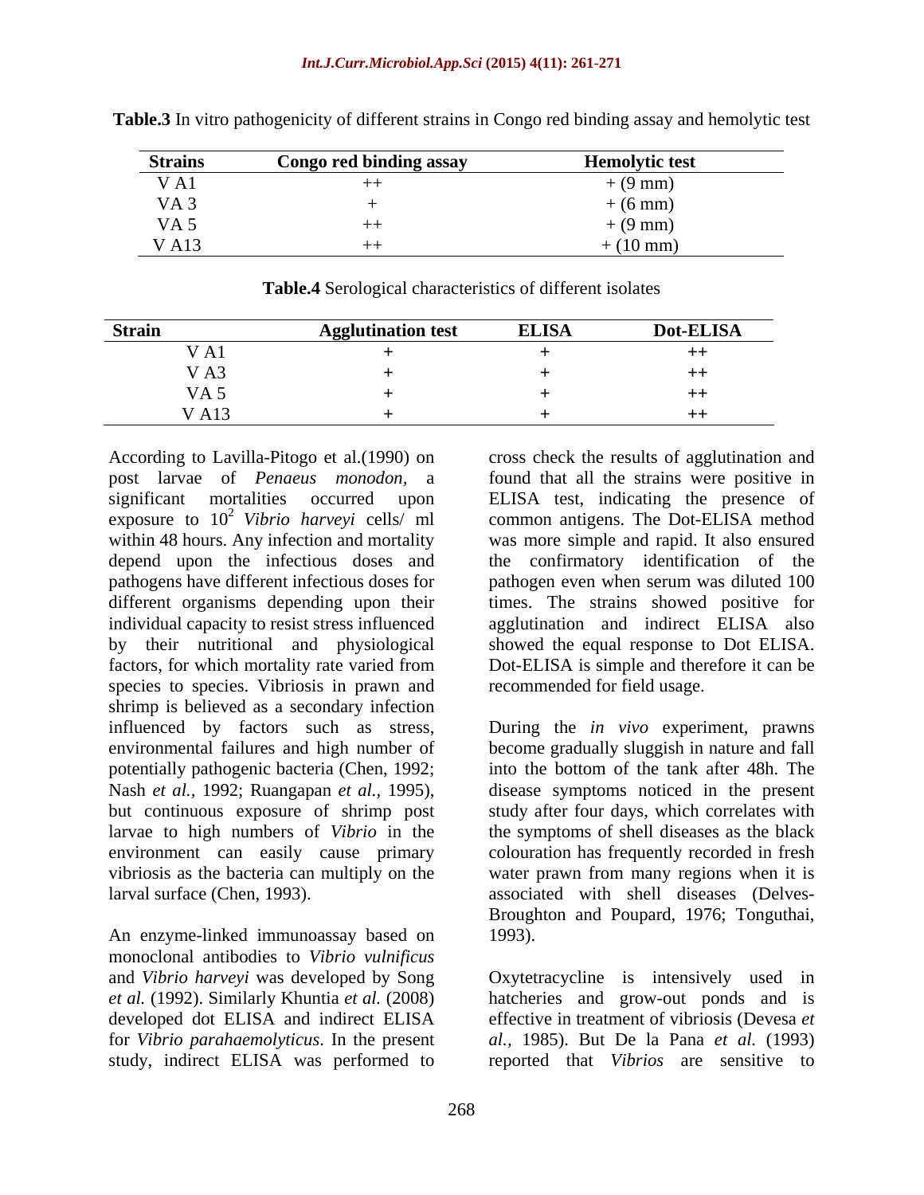**Table.3** In vitro pathogenicity of different strains in Congo red binding assay and hemolytic test

| Strains | Congo red binding assay | Hemolytic test |
|---|---|---|
| V A1 | ++ | + (9 mm) |
| VA 3 | + | + (6 mm) |
| VA 5 | ++ | + (9 mm) |
| V A13 | ++ | + (10 mm) |

**Table.4** Serological characteristics of different isolates

| Strain | Agglutination test | ELISA | Dot-ELISA |
|---|---|---|---|
| V A1 | + | + | ++ |
| V A3 | + | + | ++ |
| VA 5 | + | + | ++ |
| V A13 | + | + | ++ |

According to Lavilla-Pitogo et al.(1990) on post larvae of *Penaeus monodon*, a significant mortalities occurred upon exposure to $10^2$ *Vibrio harveyi* cells/ ml within 48 hours. Any infection and mortality depend upon the infectious doses and pathogens have different infectious doses for different organisms depending upon their individual capacity to resist stress influenced by their nutritional and physiological factors, for which mortality rate varied from species to species. Vibriosis in prawn and shrimp is believed as a secondary infection influenced by factors such as stress, environmental failures and high number of potentially pathogenic bacteria (Chen, 1992; Nash *et al.*, 1992; Ruangapan *et al.*, 1995), but continuous exposure of shrimp post larvae to high numbers of *Vibrio* in the environment can easily cause primary vibriosis as the bacteria can multiply on the larval surface (Chen, 1993).

An enzyme-linked immunoassay based on monoclonal antibodies to *Vibrio vulnificus* and *Vibrio harveyi* was developed by Song *et al.* (1992). Similarly Khuntia *et al.* (2008) developed dot ELISA and indirect ELISA for *Vibrio parahaemolyticus*. In the present study, indirect ELISA was performed to cross check the results of agglutination and found that all the strains were positive in ELISA test, indicating the presence of common antigens. The Dot-ELISA method was more simple and rapid. It also ensured the confirmatory identification of the pathogen even when serum was diluted 100 times. The strains showed positive for agglutination and indirect ELISA also showed the equal response to Dot ELISA. Dot-ELISA is simple and therefore it can be recommended for field usage.

During the *in vivo* experiment, prawns become gradually sluggish in nature and fall into the bottom of the tank after 48h. The disease symptoms noticed in the present study after four days, which correlates with the symptoms of shell diseases as the black colouration has frequently recorded in fresh water prawn from many regions when it is associated with shell diseases (Delves-Broughton and Poupard, 1976; Tonguthai, 1993).

Oxytetracycline is intensively used in hatcheries and grow-out ponds and is effective in treatment of vibriosis (Devesa *et al.*, 1985). But De la Pana *et al.* (1993) reported that *Vibrios* are sensitive to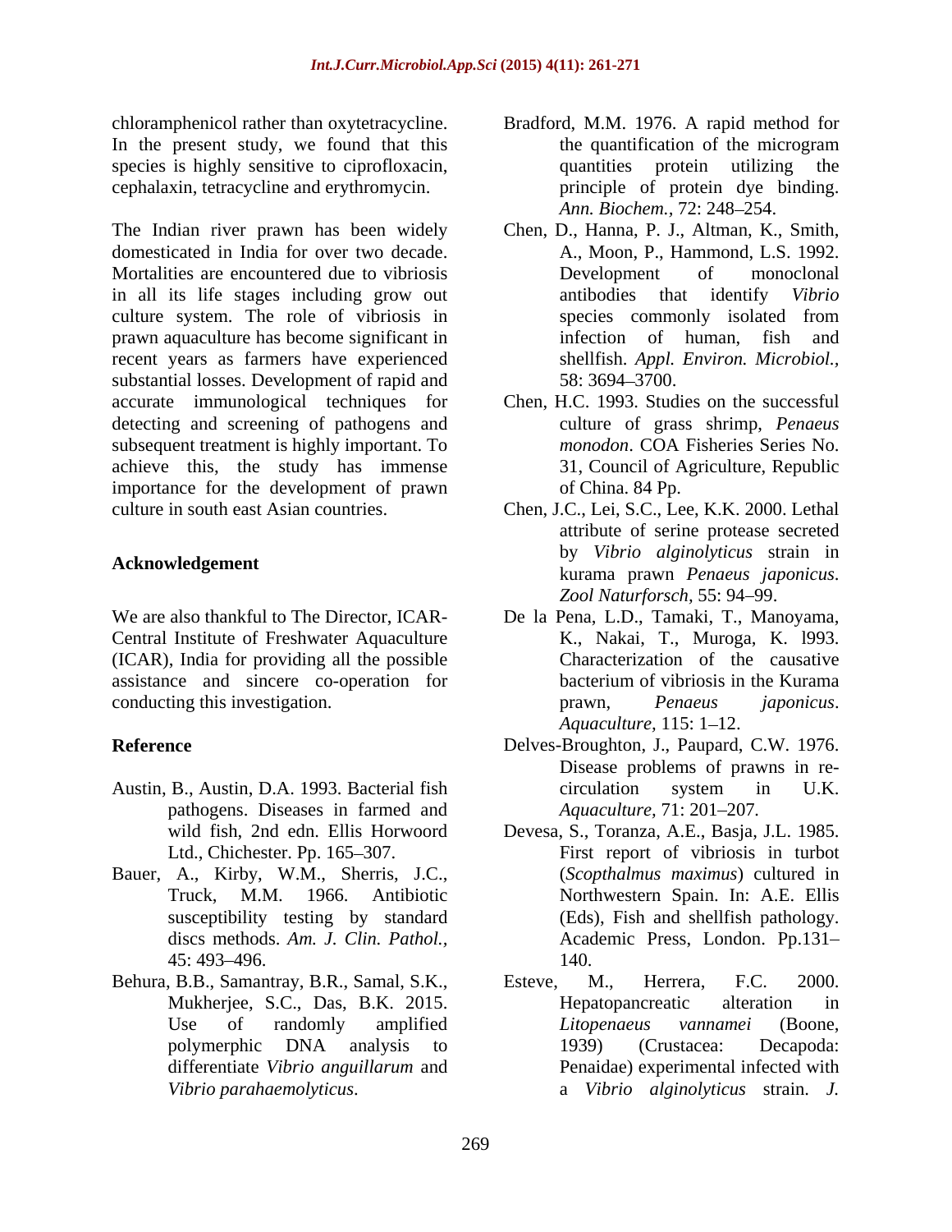chloramphenicol rather than oxytetracycline. In the present study, we found that this species is highly sensitive to ciprofloxacin, cephalaxin, tetracycline and erythromycin.

The Indian river prawn has been widely domesticated in India for over two decade. Mortalities are encountered due to vibriosis in all its life stages including grow out culture system. The role of vibriosis in prawn aquaculture has become significant in recent years as farmers have experienced substantial losses. Development of rapid and accurate immunological techniques for detecting and screening of pathogens and subsequent treatment is highly important. To achieve this, the study has immense importance for the development of prawn culture in south east Asian countries.

## Acknowledgement

We are also thankful to The Director, ICAR-Central Institute of Freshwater Aquaculture (ICAR), India for providing all the possible assistance and sincere co-operation for conducting this investigation.

## Reference

Austin, B., Austin, D.A. 1993. Bacterial fish pathogens. Diseases in farmed and wild fish, 2nd edn. Ellis Horwoord Ltd., Chichester. Pp. 165–307.

Bauer, A., Kirby, W.M., Sherris, J.C., Truck, M.M. 1966. Antibiotic susceptibility testing by standard discs methods. *Am. J. Clin. Pathol.,* 45: 493–496.

Behura, B.B., Samantray, B.R., Samal, S.K., Mukherjee, S.C., Das, B.K. 2015. Use of randomly amplified polymerphic DNA analysis to differentiate *Vibrio anguillarum* and *Vibrio parahaemolyticus*.

Bradford, M.M. 1976. A rapid method for the quantification of the microgram quantities protein utilizing the principle of protein dye binding. *Ann. Biochem.,* 72: 248–254.

Chen, D., Hanna, P. J., Altman, K., Smith, A., Moon, P., Hammond, L.S. 1992. Development of monoclonal antibodies that identify *Vibrio* species commonly isolated from infection of human, fish and shellfish. *Appl. Environ. Microbiol.,* 58: 3694–3700.

Chen, H.C. 1993. Studies on the successful culture of grass shrimp, *Penaeus monodon*. COA Fisheries Series No. 31, Council of Agriculture, Republic of China. 84 Pp.

Chen, J.C., Lei, S.C., Lee, K.K. 2000. Lethal attribute of serine protease secreted by *Vibrio alginolyticus* strain in kurama prawn *Penaeus japonicus*. *Zool Naturforsch,* 55: 94–99.

De la Pena, L.D., Tamaki, T., Manoyama, K., Nakai, T., Muroga, K. l993. Characterization of the causative bacterium of vibriosis in the Kurama prawn, *Penaeus japonicus*. *Aquaculture,* 115: 1–12.

Delves-Broughton, J., Paupard, C.W. 1976. Disease problems of prawns in re-circulation system in U.K. *Aquaculture,* 71: 201–207.

Devesa, S., Toranza, A.E., Basja, J.L. 1985. First report of vibriosis in turbot (*Scopthalmus maximus*) cultured in Northwestern Spain. In: A.E. Ellis (Eds), Fish and shellfish pathology. Academic Press, London. Pp.131–140.

Esteve, M., Herrera, F.C. 2000. Hepatopancreatic alteration in *Litopenaeus vannamei* (Boone, 1939) (Crustacea: Decapoda: Penaidae) experimental infected with a *Vibrio alginolyticus* strain. *J.*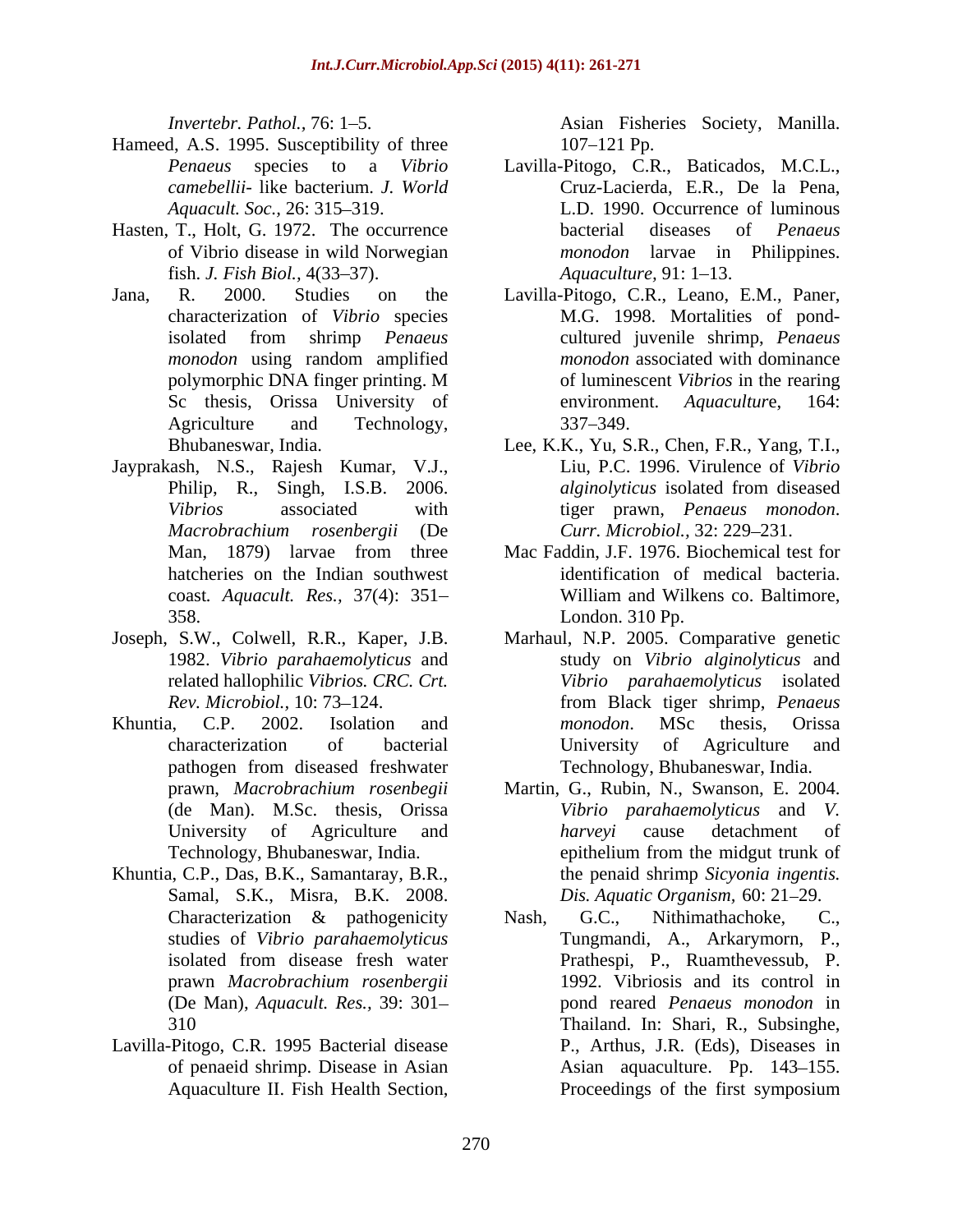*Invertebr. Pathol.,* 76: 1–5.

Hameed, A.S. 1995. Susceptibility of three *Penaeus* species to a *Vibrio camebellii*- like bacterium. *J. World Aquacult. Soc.,* 26: 315–319.

Hasten, T., Holt, G. 1972. The occurrence of Vibrio disease in wild Norwegian fish. *J. Fish Biol.,* 4(33–37).

Jana, R. 2000. Studies on the characterization of *Vibrio* species isolated from shrimp *Penaeus monodon* using random amplified polymorphic DNA finger printing. M Sc thesis, Orissa University of Agriculture and Technology, Bhubaneswar, India.

Jayprakash, N.S., Rajesh Kumar, V.J., Philip, R., Singh, I.S.B. 2006. *Vibrios* associated with *Macrobrachium rosenbergii* (De Man, 1879) larvae from three hatcheries on the Indian southwest coast*. Aquacult. Res.,* 37(4): 351–358.

Joseph, S.W., Colwell, R.R., Kaper, J.B. 1982. *Vibrio parahaemolyticus* and related hallophilic *Vibrios. CRC. Crt. Rev. Microbiol.,* 10: 73–124.

Khuntia, C.P. 2002. Isolation and characterization of bacterial pathogen from diseased freshwater prawn, *Macrobrachium rosenbegii* (de Man). M.Sc. thesis, Orissa University of Agriculture and Technology, Bhubaneswar, India.

Khuntia, C.P., Das, B.K., Samantaray, B.R., Samal, S.K., Misra, B.K. 2008. Characterization & pathogenicity studies of *Vibrio parahaemolyticus* isolated from disease fresh water prawn *Macrobrachium rosenbergii* (De Man), *Aquacult. Res.,* 39: 301–310

Lavilla-Pitogo, C.R. 1995 Bacterial disease of penaeid shrimp. Disease in Asian Aquaculture II. Fish Health Section, Asian Fisheries Society, Manilla. 107–121 Pp.

Lavilla-Pitogo, C.R., Baticados, M.C.L., Cruz-Lacierda, E.R., De la Pena, L.D. 1990. Occurrence of luminous bacterial diseases of *Penaeus monodon* larvae in Philippines. *Aquaculture,* 91: 1–13.

Lavilla-Pitogo, C.R., Leano, E.M., Paner, M.G. 1998. Mortalities of pond-cultured juvenile shrimp, *Penaeus monodon* associated with dominance of luminescent *Vibrios* in the rearing environment. *Aquacultur*e, 164: 337–349.

Lee, K.K., Yu, S.R., Chen, F.R., Yang, T.I., Liu, P.C. 1996. Virulence of *Vibrio alginolyticus* isolated from diseased tiger prawn, *Penaeus monodon*. *Curr. Microbiol.,* 32: 229–231.

Mac Faddin, J.F. 1976. Biochemical test for identification of medical bacteria. William and Wilkens co. Baltimore, London. 310 Pp.

Marhaul, N.P. 2005. Comparative genetic study on *Vibrio alginolyticus* and *Vibrio parahaemolyticus* isolated from Black tiger shrimp, *Penaeus monodon*. MSc thesis, Orissa University of Agriculture and Technology, Bhubaneswar, India.

Martin, G., Rubin, N., Swanson, E. 2004. *Vibrio parahaemolyticus* and *V. harveyi* cause detachment of epithelium from the midgut trunk of the penaid shrimp *Sicyonia ingentis. Dis. Aquatic Organism,* 60: 21–29.

Nash, G.C., Nithimathachoke, C., Tungmandi, A., Arkarymorn, P., Prathespi, P., Ruamthevessub, P. 1992. Vibriosis and its control in pond reared *Penaeus monodon* in Thailand. In: Shari, R., Subsinghe, P., Arthus, J.R. (Eds), Diseases in Asian aquaculture. Pp. 143–155. Proceedings of the first symposium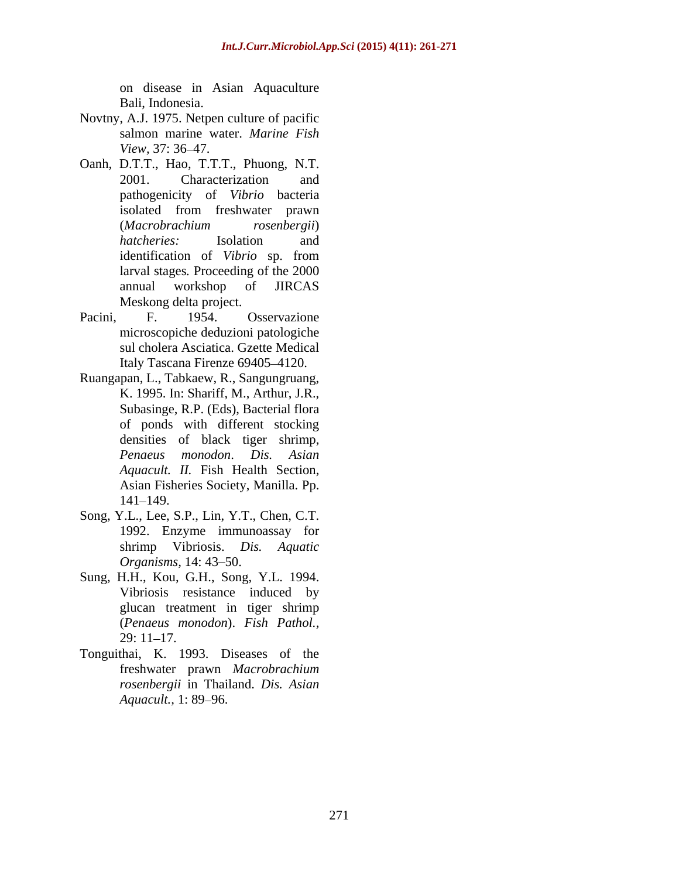on disease in Asian Aquaculture Bali, Indonesia.

Novtny, A.J. 1975. Netpen culture of pacific salmon marine water. *Marine Fish View*, 37: 36–47.

Oanh, D.T.T., Hao, T.T.T., Phuong, N.T. 2001. Characterization and pathogenicity of *Vibrio* bacteria isolated from freshwater prawn (*Macrobrachium rosenbergii*) *hatcheries:* Isolation and identification of *Vibrio* sp. from larval stages*.* Proceeding of the 2000 annual workshop of JIRCAS Meskong delta project.

Pacini, F. 1954. Osservazione microscopiche deduzioni patologiche sul cholera Asciatica. Gzette Medical Italy Tascana Firenze 69405–4120.

Ruangapan, L., Tabkaew, R., Sangungruang, K. 1995. In: Shariff, M., Arthur, J.R., Subasinge, R.P. (Eds), Bacterial flora of ponds with different stocking densities of black tiger shrimp, *Penaeus monodon*. *Dis. Asian Aquacult. II.* Fish Health Section, Asian Fisheries Society, Manilla. Pp. 141–149.

Song, Y.L., Lee, S.P., Lin, Y.T., Chen, C.T. 1992. Enzyme immunoassay for shrimp Vibriosis. *Dis. Aquatic Organisms*, 14: 43–50.

Sung, H.H., Kou, G.H., Song, Y.L. 1994. Vibriosis resistance induced by glucan treatment in tiger shrimp (*Penaeus monodon*). *Fish Pathol.*, 29: 11–17.

Tonguithai, K. 1993. Diseases of the freshwater prawn *Macrobrachium rosenbergii* in Thailand. *Dis. Asian Aquacult.*, 1: 89–96.